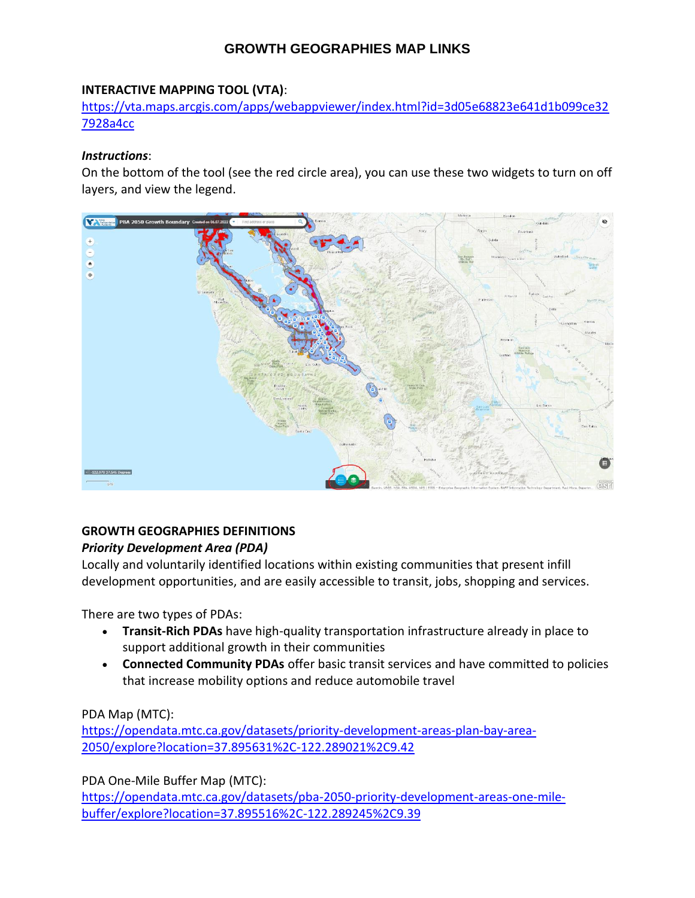# GROWTH GEOGRAPHIES MAP LINKS

**INTERACTIVE MAPPING TOOL (VTA)**:
https://vta.maps.arcgis.com/apps/webappviewer/index.html?id=3d05e68823e641d1b099ce327928a4cc

***Instructions***:
On the bottom of the tool (see the red circle area), you can use these two widgets to turn on off layers, and view the legend.

## GROWTH GEOGRAPHIES DEFINITIONS

***Priority Development Area (PDA)***

Locally and voluntarily identified locations within existing communities that present infill development opportunities, and are easily accessible to transit, jobs, shopping and services.

There are two types of PDAs:

- **Transit-Rich PDAs** have high-quality transportation infrastructure already in place to support additional growth in their communities
- **Connected Community PDAs** offer basic transit services and have committed to policies that increase mobility options and reduce automobile travel

PDA Map (MTC):
https://opendata.mtc.ca.gov/datasets/priority-development-areas-plan-bay-area-2050/explore?location=37.895631%2C-122.289021%2C9.42

PDA One-Mile Buffer Map (MTC):
https://opendata.mtc.ca.gov/datasets/pba-2050-priority-development-areas-one-mile-buffer/explore?location=37.895516%2C-122.289245%2C9.39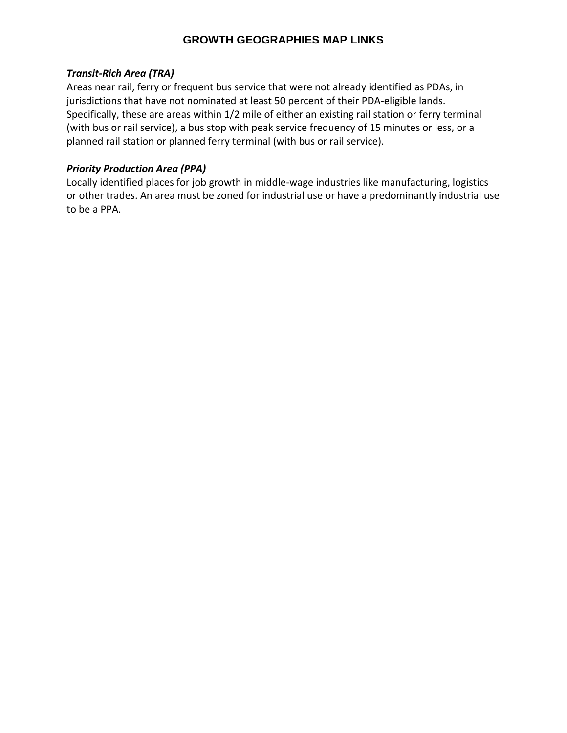## GROWTH GEOGRAPHIES MAP LINKS

***Transit-Rich Area (TRA)***

Areas near rail, ferry or frequent bus service that were not already identified as PDAs, in jurisdictions that have not nominated at least 50 percent of their PDA-eligible lands. Specifically, these are areas within 1/2 mile of either an existing rail station or ferry terminal (with bus or rail service), a bus stop with peak service frequency of 15 minutes or less, or a planned rail station or planned ferry terminal (with bus or rail service).

***Priority Production Area (PPA)***

Locally identified places for job growth in middle-wage industries like manufacturing, logistics or other trades. An area must be zoned for industrial use or have a predominantly industrial use to be a PPA.